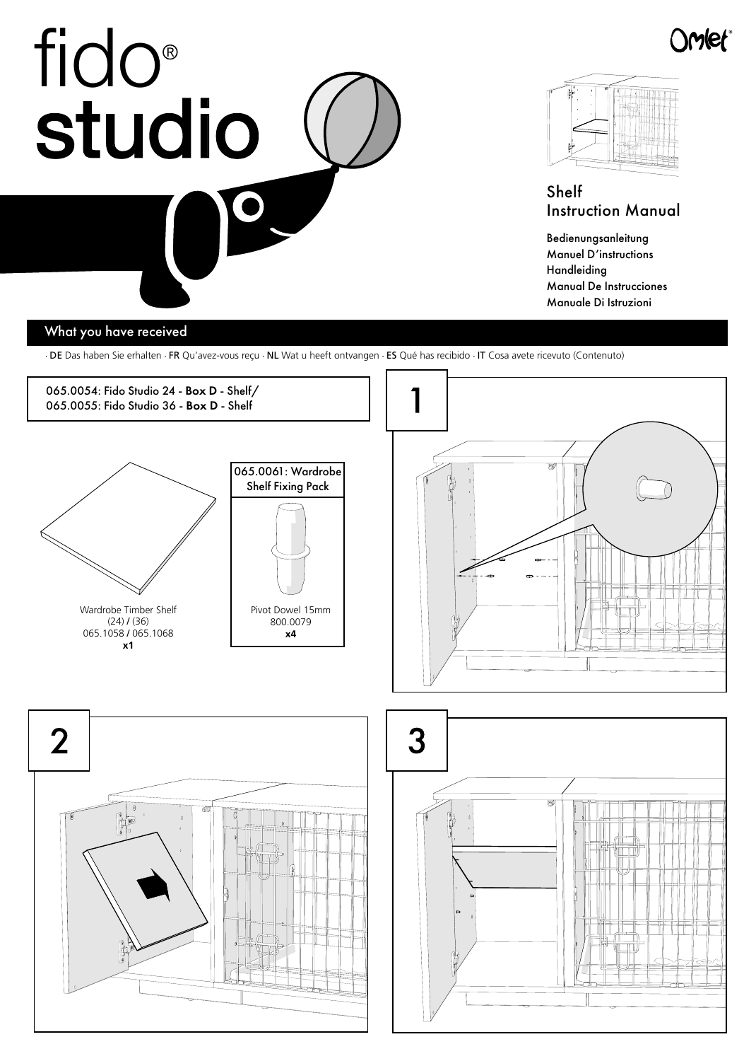# fido® studio

Omlet®

## Shelf Instruction Manual

Bedienungsanleitung
Manuel D'instructions
Handleiding
Manual De Instrucciones
Manuale Di Istruzioni

## What you have received

· DE Das haben Sie erhalten · FR Qu'avez-vous reçu · NL Wat u heeft ontvangen · ES Qué has recibido · IT Cosa avete ricevuto (Contenuto)

065.0054: Fido Studio 24 - **Box D** - Shelf/
065.0055: Fido Studio 36 - **Box D** - Shelf

Wardrobe Timber Shelf
(24) / (36)
065.1058 / 065.1068
**x1**

**065.0061: Wardrobe Shelf Fixing Pack**

Pivot Dowel 15mm
800.0079
**x4**

1

2

3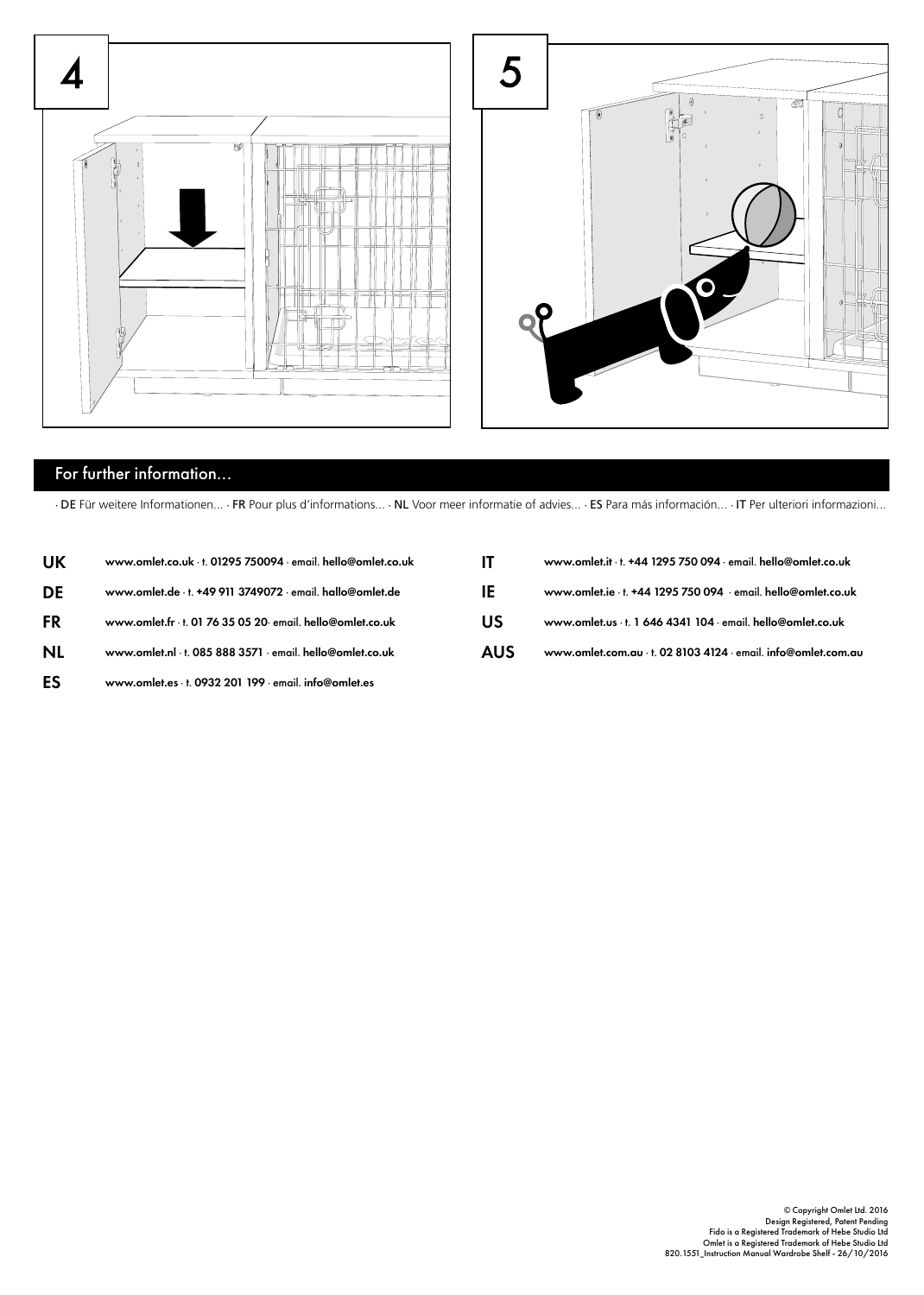4

5

## For further information…

· **DE** Für weitere Informationen… · **FR** Pour plus d'informations… · **NL** Voor meer informatie of advies… · **ES** Para más información… · **IT** Per ulteriori informazioni…

**UK** **www.omlet.co.uk** · t. **01295 750094** · email. **hello@omlet.co.uk**

**DE** **www.omlet.de** · t. **+49 911 3749072** · email. **hallo@omlet.de**

**FR** **www.omlet.fr** · t. **01 76 35 05 20**· email. **hello@omlet.co.uk**

**NL** **www.omlet.nl** · t. **085 888 3571** · email. **hello@omlet.co.uk**

**ES** **www.omlet.es** · t. **0932 201 199** · email. **info@omlet.es**

**IT** **www.omlet.it** · t. **+44 1295 750 094** · email. **hello@omlet.co.uk**

**IE** **www.omlet.ie** · t. **+44 1295 750 094** · email. **hello@omlet.co.uk**

**US** **www.omlet.us** · t. **1 646 4341 104** · email. **hello@omlet.co.uk**

**AUS** **www.omlet.com.au** · t. **02 8103 4124** · email. **info@omlet.com.au**

© Copyright Omlet Ltd. 2016
Design Registered, Patent Pending
Fido is a Registered Trademark of Hebe Studio Ltd
Omlet is a Registered Trademark of Hebe Studio Ltd
820.1551_Instruction Manual Wardrobe Shelf - 26/10/2016